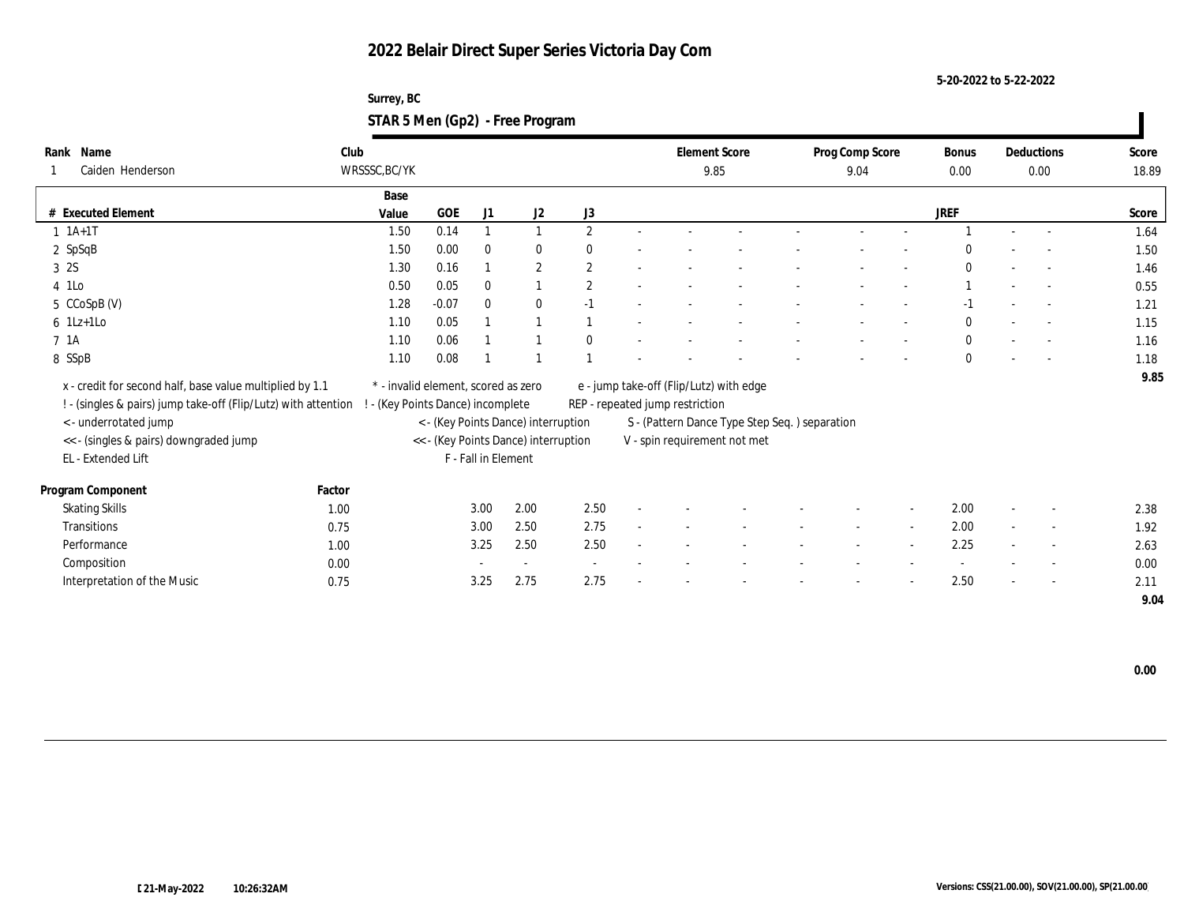# 2022 Belair Direct Super Series Victoria Day Com

5-20-2022 to 5-22-2022

Surrey, BC

## STAR 5 Men (Gp2) - Free Program

| Rank | Name | Club | Element Score | Prog Comp Score | Bonus | Deductions | Score |
|---|---|---|---|---|---|---|---|
| 1 | Caiden Henderson | WRSSSC,BC/YK | 9.85 | 9.04 | 0.00 | 0.00 | 18.89 |

| # | Executed Element | Base Value | GOE | J1 | J2 | J3 | | | | | | | | | JREF | | | Score |
|---|---|---|---|---|---|---|---|---|---|---|---|---|---|---|---|---|---|---|
| 1 | 1A+1T | 1.50 | 0.14 | 1 | 1 | 2 | - | - | - | - | - | - | - | - | 1 | - | - | 1.64 |
| 2 | SpSqB | 1.50 | 0.00 | 0 | 0 | 0 | - | - | - | - | - | - | - | - | 0 | - | - | 1.50 |
| 3 | 2S | 1.30 | 0.16 | 1 | 2 | 2 | - | - | - | - | - | - | - | - | 0 | - | - | 1.46 |
| 4 | 1Lo | 0.50 | 0.05 | 0 | 1 | 2 | - | - | - | - | - | - | - | - | 1 | - | - | 0.55 |
| 5 | CCoSpB (V) | 1.28 | -0.07 | 0 | 0 | -1 | - | - | - | - | - | - | - | - | -1 | - | - | 1.21 |
| 6 | 1Lz+1Lo | 1.10 | 0.05 | 1 | 1 | 1 | - | - | - | - | - | - | - | - | 0 | - | - | 1.15 |
| 7 | 1A | 1.10 | 0.06 | 1 | 1 | 0 | - | - | - | - | - | - | - | - | 0 | - | - | 1.16 |
| 8 | SSpB | 1.10 | 0.08 | 1 | 1 | 1 | - | - | - | - | - | - | - | - | 0 | - | - | 1.18 |
| | | | | | | | | | | | | | | | | | | 9.85 |

x - credit for second half, base value multiplied by 1.1
! - (singles & pairs) jump take-off (Flip/Lutz) with attention
< - underrotated jump
<< - (singles & pairs) downgraded jump
EL - Extended Lift
* - invalid element, scored as zero
! - (Key Points Dance) incomplete
< - (Key Points Dance) interruption
<< - (Key Points Dance) interruption
F - Fall in Element
e - jump take-off (Flip/Lutz) with edge
REP - repeated jump restriction
S - (Pattern Dance Type Step Seq. ) separation
V - spin requirement not met

| Program Component | Factor | J1 | J2 | J3 | | | | | | | | | JREF | | | Score |
|---|---|---|---|---|---|---|---|---|---|---|---|---|---|---|---|---|
| Skating Skills | 1.00 | 3.00 | 2.00 | 2.50 | - | - | - | - | - | - | - | - | 2.00 | - | - | 2.38 |
| Transitions | 0.75 | 3.00 | 2.50 | 2.75 | - | - | - | - | - | - | - | - | 2.00 | - | - | 1.92 |
| Performance | 1.00 | 3.25 | 2.50 | 2.50 | - | - | - | - | - | - | - | - | 2.25 | - | - | 2.63 |
| Composition | 0.00 | - | - | - | - | - | - | - | - | - | - | - | - | - | - | 0.00 |
| Interpretation of the Music | 0.75 | 3.25 | 2.75 | 2.75 | - | - | - | - | - | - | - | - | 2.50 | - | - | 2.11 |
| | | | | | | | | | | | | | | | | 9.04 |

0.00

21-May-2022 10:26:32AM

Versions: CSS(21.00.00), SOV(21.00.00), SP(21.00.00)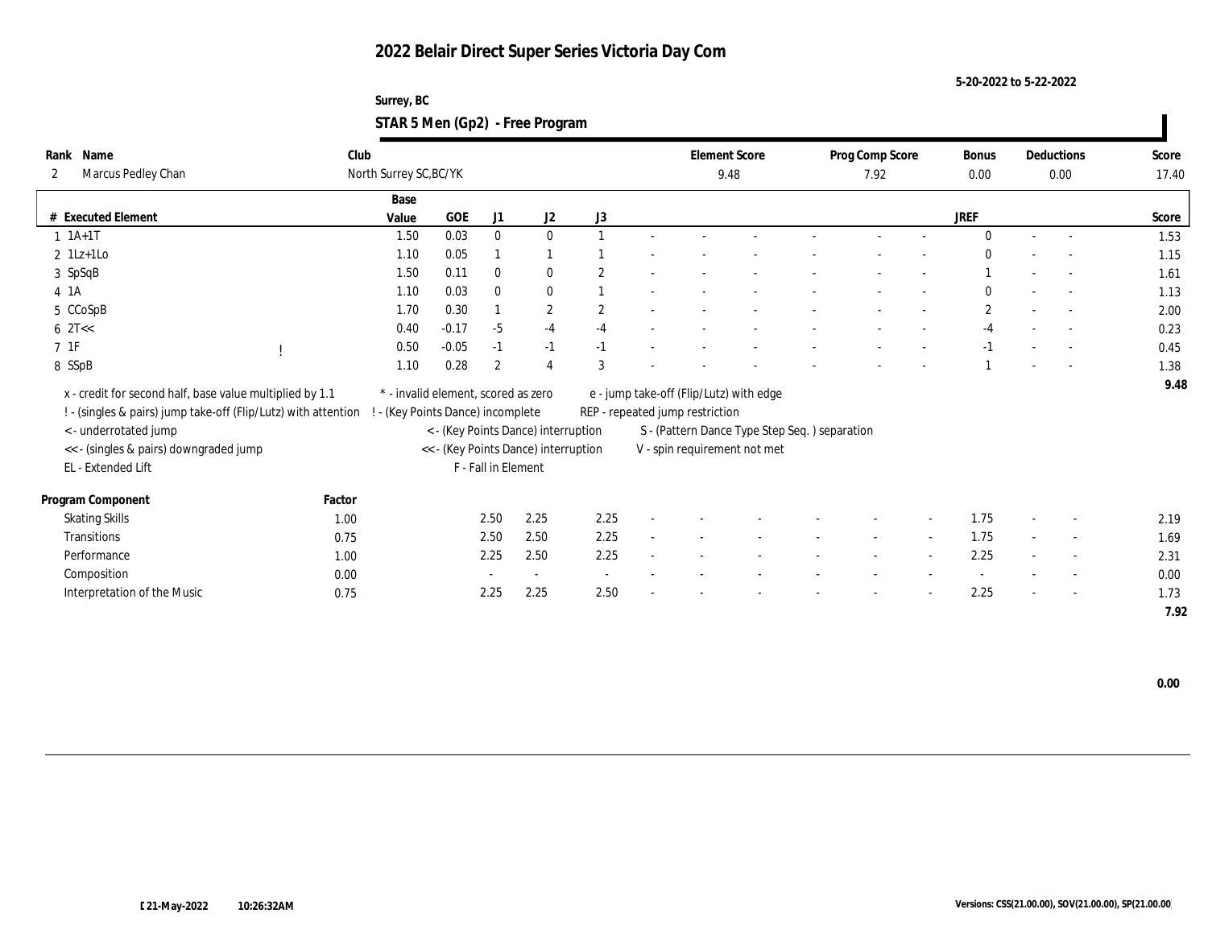# 2022 Belair Direct Super Series Victoria Day Com

5-20-2022 to 5-22-2022

Surrey, BC

## STAR 5 Men (Gp2) - Free Program

| Rank | Name | Club | Element Score | Prog Comp Score | Bonus | Deductions | Score |
|---|---|---|---|---|---|---|---|
| 2 | Marcus Pedley Chan | North Surrey SC,BC/YK | 9.48 | 7.92 | 0.00 | 0.00 | 17.40 |

| # | Executed Element | | Base Value | GOE | J1 | J2 | J3 | JREF | Score |
|---|---|---|---|---|---|---|---|---|---|
| 1 | 1A+1T | | 1.50 | 0.03 | 0 | 0 | 1 | 0 | 1.53 |
| 2 | 1Lz+1Lo | | 1.10 | 0.05 | 1 | 1 | 1 | 0 | 1.15 |
| 3 | SpSqB | | 1.50 | 0.11 | 0 | 0 | 2 | 1 | 1.61 |
| 4 | 1A | | 1.10 | 0.03 | 0 | 0 | 1 | 0 | 1.13 |
| 5 | CCoSpB | | 1.70 | 0.30 | 1 | 2 | 2 | 2 | 2.00 |
| 6 | 2T<< | | 0.40 | -0.17 | -5 | -4 | -4 | -4 | 0.23 |
| 7 | 1F | ! | 0.50 | -0.05 | -1 | -1 | -1 | -1 | 0.45 |
| 8 | SSpB | | 1.10 | 0.28 | 2 | 4 | 3 | 1 | 1.38 |
| | | | | | | | | | 9.48 |

x - credit for second half, base value multiplied by 1.1
! - (singles & pairs) jump take-off (Flip/Lutz) with attention
< - underrotated jump
<< - (singles & pairs) downgraded jump
EL - Extended Lift
\* - invalid element, scored as zero
! - (Key Points Dance) incomplete
< - (Key Points Dance) interruption
<< - (Key Points Dance) interruption
F - Fall in Element
e - jump take-off (Flip/Lutz) with edge
REP - repeated jump restriction
S - (Pattern Dance Type Step Seq. ) separation
V - spin requirement not met

| Program Component | Factor | J1 | J2 | J3 | JREF | Score |
|---|---|---|---|---|---|---|
| Skating Skills | 1.00 | 2.50 | 2.25 | 2.25 | 1.75 | 2.19 |
| Transitions | 0.75 | 2.50 | 2.50 | 2.25 | 1.75 | 1.69 |
| Performance | 1.00 | 2.25 | 2.50 | 2.25 | 2.25 | 2.31 |
| Composition | 0.00 | - | - | - | - | 0.00 |
| Interpretation of the Music | 0.75 | 2.25 | 2.25 | 2.50 | 2.25 | 1.73 |
| | | | | | | 7.92 |

0.00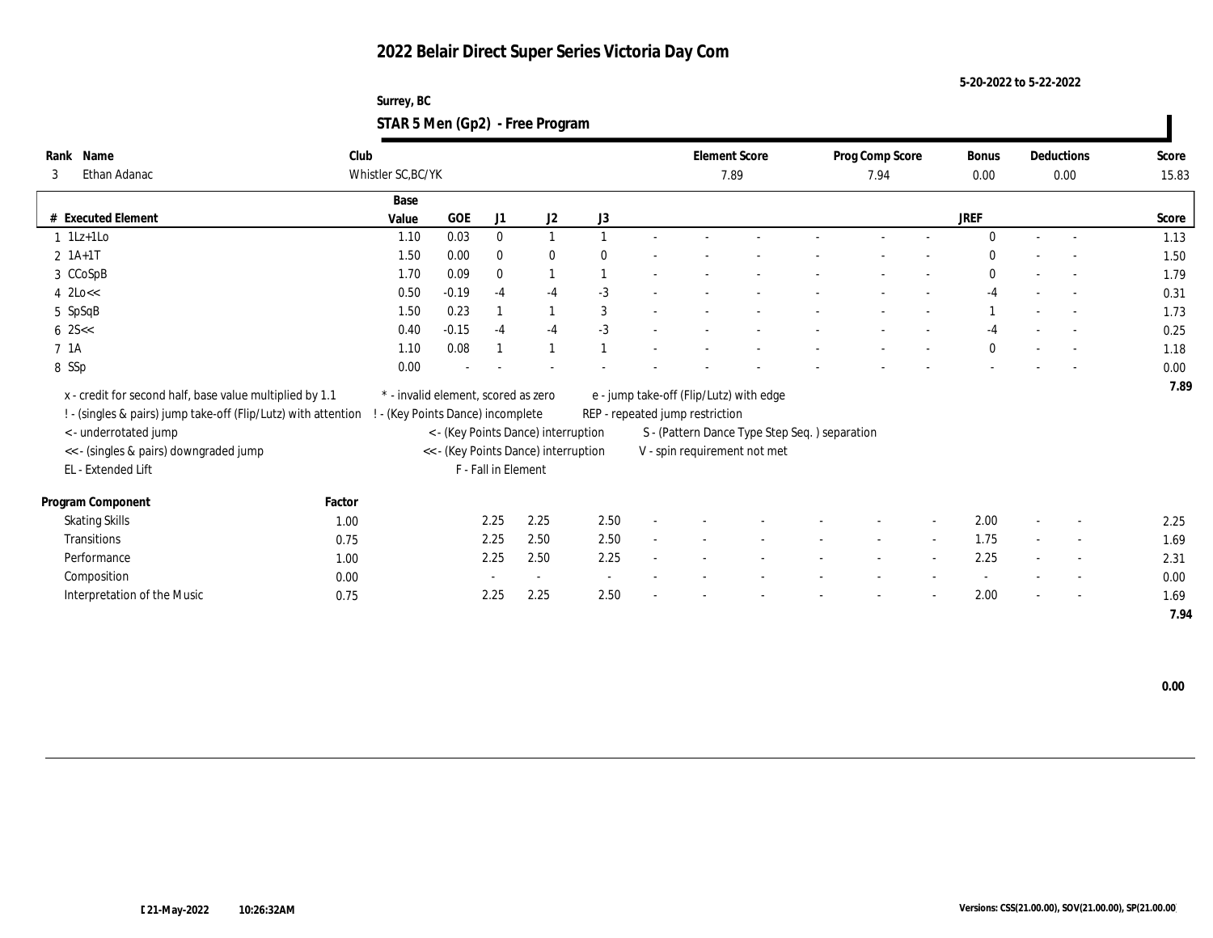# 2022 Belair Direct Super Series Victoria Day Com

5-20-2022 to 5-22-2022

Surrey, BC

## STAR 5 Men (Gp2) - Free Program

| Rank | Name | Club | Element Score | Prog Comp Score | Bonus | Deductions | Score |
|---|---|---|---|---|---|---|---|
| 3 | Ethan Adanac | Whistler SC,BC/YK | 7.89 | 7.94 | 0.00 | 0.00 | 15.83 |

| # | Executed Element | Base Value | GOE | J1 | J2 | J3 | | | | | | | | | JREF | | | Score |
|---|---|---|---|---|---|---|---|---|---|---|---|---|---|---|---|---|---|---|
| 1 | 1Lz+1Lo | 1.10 | 0.03 | 0 | 1 | 1 | - | - | - | - | - | - | - | - | 0 | - | - | 1.13 |
| 2 | 1A+1T | 1.50 | 0.00 | 0 | 0 | 0 | - | - | - | - | - | - | - | - | 0 | - | - | 1.50 |
| 3 | CCoSpB | 1.70 | 0.09 | 0 | 1 | 1 | - | - | - | - | - | - | - | - | 0 | - | - | 1.79 |
| 4 | 2Lo<< | 0.50 | -0.19 | -4 | -4 | -3 | - | - | - | - | - | - | - | - | -4 | - | - | 0.31 |
| 5 | SpSqB | 1.50 | 0.23 | 1 | 1 | 3 | - | - | - | - | - | - | - | - | 1 | - | - | 1.73 |
| 6 | 2S<< | 0.40 | -0.15 | -4 | -4 | -3 | - | - | - | - | - | - | - | - | -4 | - | - | 0.25 |
| 7 | 1A | 1.10 | 0.08 | 1 | 1 | 1 | - | - | - | - | - | - | - | - | 0 | - | - | 1.18 |
| 8 | SSp | 0.00 | - | - | - | - | - | - | - | - | - | - | - | - | - | - | - | 0.00 |
| | | | | | | | | | | | | | | | | | | 7.89 |

x - credit for second half, base value multiplied by 1.1
! - (singles & pairs) jump take-off (Flip/Lutz) with attention
< - underrotated jump
<< - (singles & pairs) downgraded jump
EL - Extended Lift
\* - invalid element, scored as zero
! - (Key Points Dance) incomplete
< - (Key Points Dance) interruption
<< - (Key Points Dance) interruption
F - Fall in Element
e - jump take-off (Flip/Lutz) with edge
REP - repeated jump restriction
S - (Pattern Dance Type Step Seq. ) separation
V - spin requirement not met

| Program Component | Factor | J1 | J2 | J3 | | | | | | | | | JREF | | | Score |
|---|---|---|---|---|---|---|---|---|---|---|---|---|---|---|---|---|
| Skating Skills | 1.00 | 2.25 | 2.25 | 2.50 | - | - | - | - | - | - | - | - | 2.00 | - | - | 2.25 |
| Transitions | 0.75 | 2.25 | 2.50 | 2.50 | - | - | - | - | - | - | - | - | 1.75 | - | - | 1.69 |
| Performance | 1.00 | 2.25 | 2.50 | 2.25 | - | - | - | - | - | - | - | - | 2.25 | - | - | 2.31 |
| Composition | 0.00 | - | - | - | - | - | - | - | - | - | - | - | - | - | - | 0.00 |
| Interpretation of the Music | 0.75 | 2.25 | 2.25 | 2.50 | - | - | - | - | - | - | - | - | 2.00 | - | - | 1.69 |
| | | | | | | | | | | | | | | | | 7.94 |

0.00

21-May-2022 10:26:32AM

Versions: CSS(21.00.00), SOV(21.00.00), SP(21.00.00)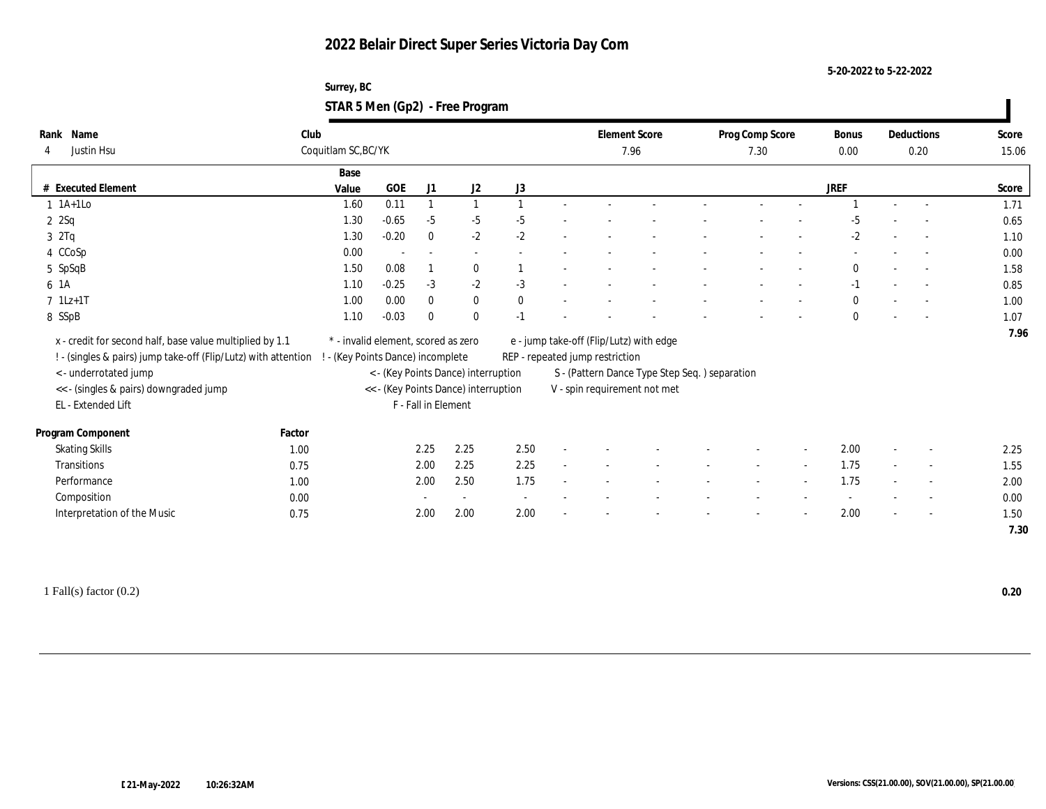# 2022 Belair Direct Super Series Victoria Day Com

5-20-2022 to 5-22-2022

Surrey, BC

## STAR 5 Men (Gp2) - Free Program

| Rank | Name | Club | Element Score | Prog Comp Score | Bonus | Deductions | Score |
|---|---|---|---|---|---|---|---|
| 4 | Justin Hsu | Coquitlam SC,BC/YK | 7.96 | 7.30 | 0.00 | 0.20 | 15.06 |

| # | Executed Element | Base Value | GOE | J1 | J2 | J3 | | | | | | | JREF | | | Score |
|---|---|---|---|---|---|---|---|---|---|---|---|---|---|---|---|---|
| 1 | 1A+1Lo | 1.60 | 0.11 | 1 | 1 | 1 | - | - | - | - | - | - | 1 | - | - | 1.71 |
| 2 | 2Sq | 1.30 | -0.65 | -5 | -5 | -5 | - | - | - | - | - | - | -5 | - | - | 0.65 |
| 3 | 2Tq | 1.30 | -0.20 | 0 | -2 | -2 | - | - | - | - | - | - | -2 | - | - | 1.10 |
| 4 | CCoSp | 0.00 | - | - | - | - | - | - | - | - | - | - | - | - | - | 0.00 |
| 5 | SpSqB | 1.50 | 0.08 | 1 | 0 | 1 | - | - | - | - | - | - | 0 | - | - | 1.58 |
| 6 | 1A | 1.10 | -0.25 | -3 | -2 | -3 | - | - | - | - | - | - | -1 | - | - | 0.85 |
| 7 | 1Lz+1T | 1.00 | 0.00 | 0 | 0 | 0 | - | - | - | - | - | - | 0 | - | - | 1.00 |
| 8 | SSpB | 1.10 | -0.03 | 0 | 0 | -1 | - | - | - | - | - | - | 0 | - | - | 1.07 |
| | | | | | | | | | | | | | | | | 7.96 |

x - credit for second half, base value multiplied by 1.1
! - (singles & pairs) jump take-off (Flip/Lutz) with attention
< - underrotated jump
<< - (singles & pairs) downgraded jump
EL - Extended Lift
\* - invalid element, scored as zero
! - (Key Points Dance) incomplete
< - (Key Points Dance) interruption
<< - (Key Points Dance) interruption
F - Fall in Element
e - jump take-off (Flip/Lutz) with edge
REP - repeated jump restriction
S - (Pattern Dance Type Step Seq. ) separation
V - spin requirement not met

| Program Component | Factor | J1 | J2 | J3 | | | | | | | JREF | | | Score |
|---|---|---|---|---|---|---|---|---|---|---|---|---|---|---|
| Skating Skills | 1.00 | 2.25 | 2.25 | 2.50 | - | - | - | - | - | - | 2.00 | - | - | 2.25 |
| Transitions | 0.75 | 2.00 | 2.25 | 2.25 | - | - | - | - | - | - | 1.75 | - | - | 1.55 |
| Performance | 1.00 | 2.00 | 2.50 | 1.75 | - | - | - | - | - | - | 1.75 | - | - | 2.00 |
| Composition | 0.00 | - | - | - | - | - | - | - | - | - | - | - | - | 0.00 |
| Interpretation of the Music | 0.75 | 2.00 | 2.00 | 2.00 | - | - | - | - | - | - | 2.00 | - | - | 1.50 |
| | | | | | | | | | | | | | | 7.30 |

1 Fall(s) factor (0.2) **0.20**

21-May-2022 10:26:32AM

Versions: CSS(21.00.00), SOV(21.00.00), SP(21.00.00)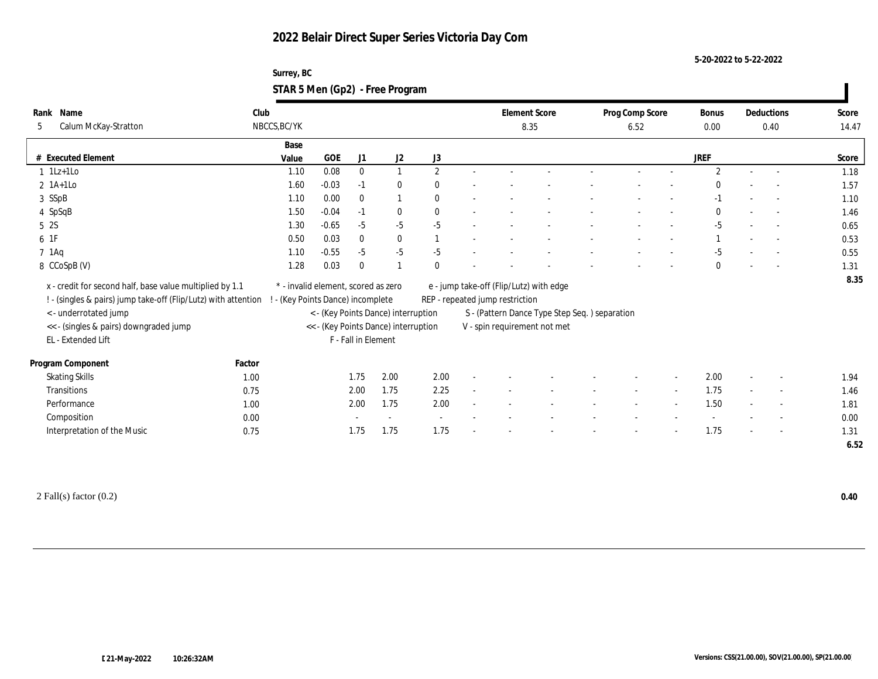# 2022 Belair Direct Super Series Victoria Day Com

5-20-2022 to 5-22-2022

Surrey, BC

**STAR 5 Men (Gp2) - Free Program**

| Rank | Name | Club | Element Score | Prog Comp Score | Bonus | Deductions | Score |
|---|---|---|---|---|---|---|---|
| 5 | Calum McKay-Stratton | NBCCS,BC/YK | 8.35 | 6.52 | 0.00 | 0.40 | 14.47 |

| # | Executed Element | Base Value | GOE | J1 | J2 | J3 | | | | | | | | | JREF | | | Score |
|---|---|---|---|---|---|---|---|---|---|---|---|---|---|---|---|---|---|---|
| 1 | 1Lz+1Lo | 1.10 | 0.08 | 0 | 1 | 2 | - | - | - | - | - | - | - | - | 2 | - | - | 1.18 |
| 2 | 1A+1Lo | 1.60 | -0.03 | -1 | 0 | 0 | - | - | - | - | - | - | - | - | 0 | - | - | 1.57 |
| 3 | SSpB | 1.10 | 0.00 | 0 | 1 | 0 | - | - | - | - | - | - | - | - | -1 | - | - | 1.10 |
| 4 | SpSqB | 1.50 | -0.04 | -1 | 0 | 0 | - | - | - | - | - | - | - | - | 0 | - | - | 1.46 |
| 5 | 2S | 1.30 | -0.65 | -5 | -5 | -5 | - | - | - | - | - | - | - | - | -5 | - | - | 0.65 |
| 6 | 1F | 0.50 | 0.03 | 0 | 0 | 1 | - | - | - | - | - | - | - | - | 1 | - | - | 0.53 |
| 7 | 1Aq | 1.10 | -0.55 | -5 | -5 | -5 | - | - | - | - | - | - | - | - | -5 | - | - | 0.55 |
| 8 | CCoSpB (V) | 1.28 | 0.03 | 0 | 1 | 0 | - | - | - | - | - | - | - | - | 0 | - | - | 1.31 |
| | | | | | | | | | | | | | | | | | | 8.35 |

x - credit for second half, base value multiplied by 1.1
! - (singles & pairs) jump take-off (Flip/Lutz) with attention
< - underrotated jump
<< - (singles & pairs) downgraded jump
EL - Extended Lift

\* - invalid element, scored as zero
! - (Key Points Dance) incomplete
< - (Key Points Dance) interruption
<< - (Key Points Dance) interruption
F - Fall in Element

e - jump take-off (Flip/Lutz) with edge
REP - repeated jump restriction
S - (Pattern Dance Type Step Seq. ) separation
V - spin requirement not met

| Program Component | Factor | J1 | J2 | J3 | | | | | | | | | JREF | | | Score |
|---|---|---|---|---|---|---|---|---|---|---|---|---|---|---|---|---|
| Skating Skills | 1.00 | 1.75 | 2.00 | 2.00 | - | - | - | - | - | - | - | - | 2.00 | - | - | 1.94 |
| Transitions | 0.75 | 2.00 | 1.75 | 2.25 | - | - | - | - | - | - | - | - | 1.75 | - | - | 1.46 |
| Performance | 1.00 | 2.00 | 1.75 | 2.00 | - | - | - | - | - | - | - | - | 1.50 | - | - | 1.81 |
| Composition | 0.00 | - | - | - | - | - | - | - | - | - | - | - | - | - | - | 0.00 |
| Interpretation of the Music | 0.75 | 1.75 | 1.75 | 1.75 | - | - | - | - | - | - | - | - | 1.75 | - | - | 1.31 |
| | | | | | | | | | | | | | | | | 6.52 |

2 Fall(s) factor (0.2) **0.40**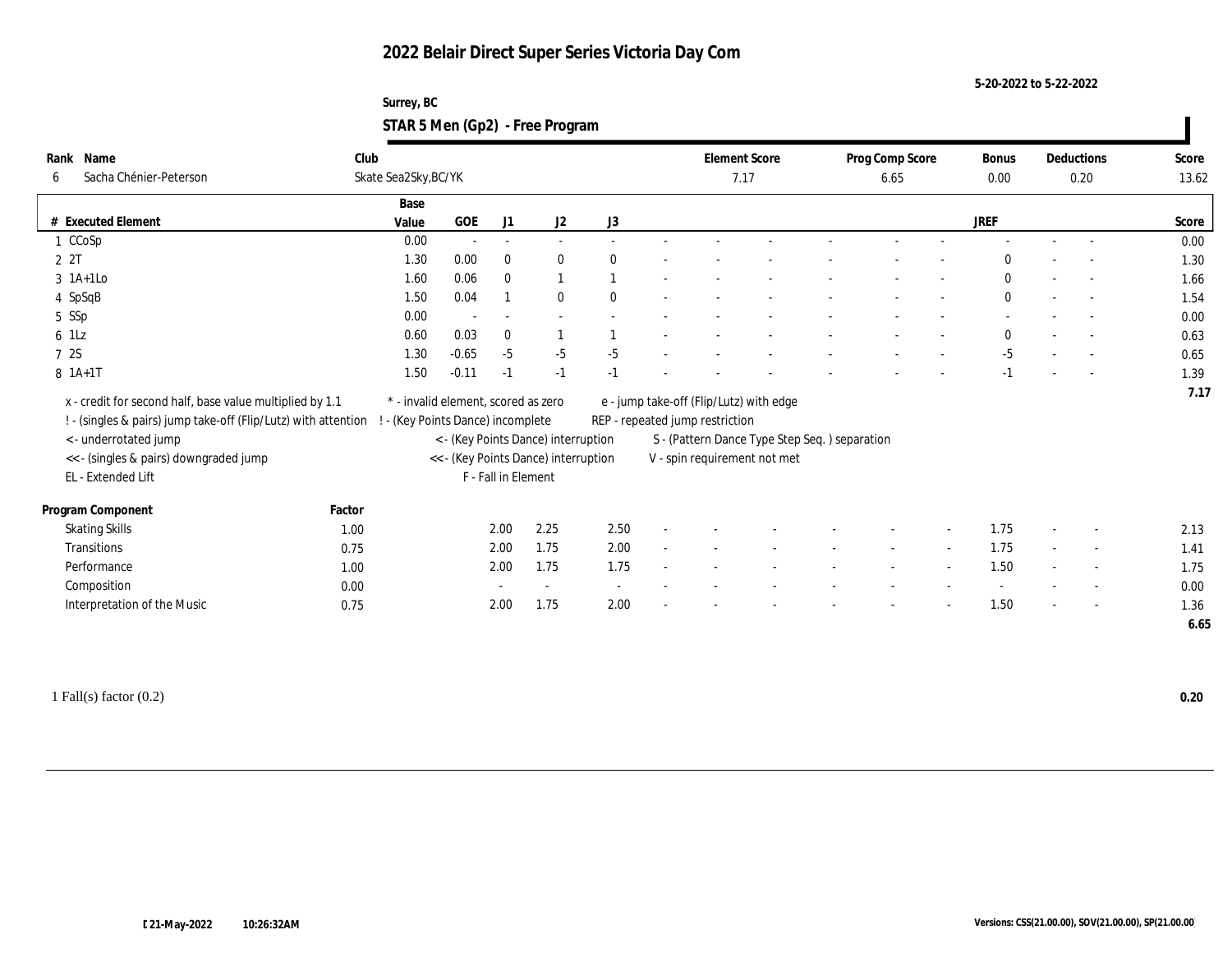# 2022 Belair Direct Super Series Victoria Day Com

5-20-2022 to 5-22-2022

Surrey, BC

## STAR 5 Men (Gp2) - Free Program

| Rank | Name | Club | Element Score | Prog Comp Score | Bonus | Deductions | Score |
|---|---|---|---|---|---|---|---|
| 6 | Sacha Chénier-Peterson | Skate Sea2Sky,BC/YK | 7.17 | 6.65 | 0.00 | 0.20 | 13.62 |

| # | Executed Element | Base Value | GOE | J1 | J2 | J3 | | | | | | | | | JREF | | | Score |
|---|---|---|---|---|---|---|---|---|---|---|---|---|---|---|---|---|---|---|
| 1 | CCoSp | 0.00 | - | - | - | - | - | - | - | - | - | - | - | - | - | - | - | 0.00 |
| 2 | 2T | 1.30 | 0.00 | 0 | 0 | 0 | - | - | - | - | - | - | - | - | 0 | - | - | 1.30 |
| 3 | 1A+1Lo | 1.60 | 0.06 | 0 | 1 | 1 | - | - | - | - | - | - | - | - | 0 | - | - | 1.66 |
| 4 | SpSqB | 1.50 | 0.04 | 1 | 0 | 0 | - | - | - | - | - | - | - | - | 0 | - | - | 1.54 |
| 5 | SSp | 0.00 | - | - | - | - | - | - | - | - | - | - | - | - | - | - | - | 0.00 |
| 6 | 1Lz | 0.60 | 0.03 | 0 | 1 | 1 | - | - | - | - | - | - | - | - | 0 | - | - | 0.63 |
| 7 | 2S | 1.30 | -0.65 | -5 | -5 | -5 | - | - | - | - | - | - | - | - | -5 | - | - | 0.65 |
| 8 | 1A+1T | 1.50 | -0.11 | -1 | -1 | -1 | - | - | - | - | - | - | - | - | -1 | - | - | 1.39 |
| | | | | | | | | | | | | | | | | | | 7.17 |

x - credit for second half, base value multiplied by 1.1
! - (singles & pairs) jump take-off (Flip/Lutz) with attention
< - underrotated jump
<< - (singles & pairs) downgraded jump
EL - Extended Lift
\* - invalid element, scored as zero
! - (Key Points Dance) incomplete
< - (Key Points Dance) interruption
<< - (Key Points Dance) interruption
F - Fall in Element
e - jump take-off (Flip/Lutz) with edge
REP - repeated jump restriction
S - (Pattern Dance Type Step Seq. ) separation
V - spin requirement not met

| Program Component | Factor | J1 | J2 | J3 | | | | | | | | | JREF | | | Score |
|---|---|---|---|---|---|---|---|---|---|---|---|---|---|---|---|---|
| Skating Skills | 1.00 | 2.00 | 2.25 | 2.50 | - | - | - | - | - | - | - | - | 1.75 | - | - | 2.13 |
| Transitions | 0.75 | 2.00 | 1.75 | 2.00 | - | - | - | - | - | - | - | - | 1.75 | - | - | 1.41 |
| Performance | 1.00 | 2.00 | 1.75 | 1.75 | - | - | - | - | - | - | - | - | 1.50 | - | - | 1.75 |
| Composition | 0.00 | - | - | - | - | - | - | - | - | - | - | - | - | - | - | 0.00 |
| Interpretation of the Music | 0.75 | 2.00 | 1.75 | 2.00 | - | - | - | - | - | - | - | - | 1.50 | - | - | 1.36 |
| | | | | | | | | | | | | | | | | 6.65 |

1 Fall(s) factor (0.2) — 0.20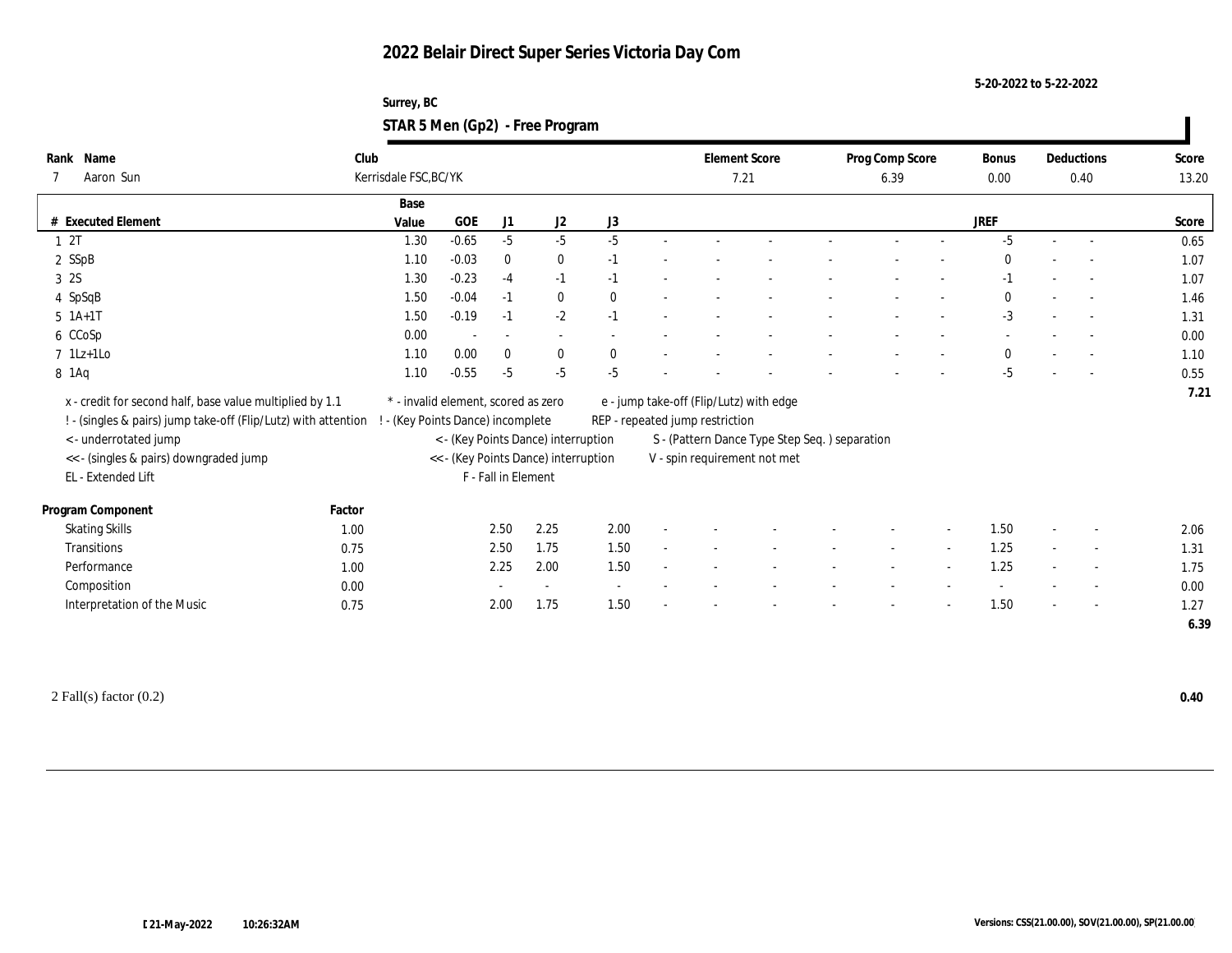# 2022 Belair Direct Super Series Victoria Day Com

5-20-2022 to 5-22-2022

Surrey, BC

## STAR 5 Men (Gp2) - Free Program

| Rank | Name | Club | Element Score | Prog Comp Score | Bonus | Deductions | Score |
|---|---|---|---|---|---|---|---|
| 7 | Aaron Sun | Kerrisdale FSC,BC/YK | 7.21 | 6.39 | 0.00 | 0.40 | 13.20 |

| # | Executed Element | Base Value | GOE | J1 | J2 | J3 | JREF | Score |
|---|---|---|---|---|---|---|---|---|
| 1 | 2T | 1.30 | -0.65 | -5 | -5 | -5 | -5 | 0.65 |
| 2 | SSpB | 1.10 | -0.03 | 0 | 0 | -1 | 0 | 1.07 |
| 3 | 2S | 1.30 | -0.23 | -4 | -1 | -1 | -1 | 1.07 |
| 4 | SpSqB | 1.50 | -0.04 | -1 | 0 | 0 | 0 | 1.46 |
| 5 | 1A+1T | 1.50 | -0.19 | -1 | -2 | -1 | -3 | 1.31 |
| 6 | CCoSp | 0.00 | - | - | - | - | - | 0.00 |
| 7 | 1Lz+1Lo | 1.10 | 0.00 | 0 | 0 | 0 | 0 | 1.10 |
| 8 | 1Aq | 1.10 | -0.55 | -5 | -5 | -5 | -5 | 0.55 |
| | | | | | | | | 7.21 |

x - credit for second half, base value multiplied by 1.1
! - (singles & pairs) jump take-off (Flip/Lutz) with attention
< - underrotated jump
<< - (singles & pairs) downgraded jump
EL - Extended Lift
\* - invalid element, scored as zero
! - (Key Points Dance) incomplete
< - (Key Points Dance) interruption
<< - (Key Points Dance) interruption
F - Fall in Element
e - jump take-off (Flip/Lutz) with edge
REP - repeated jump restriction
S - (Pattern Dance Type Step Seq. ) separation
V - spin requirement not met

| Program Component | Factor | J1 | J2 | J3 | JREF | Score |
|---|---|---|---|---|---|---|
| Skating Skills | 1.00 | 2.50 | 2.25 | 2.00 | 1.50 | 2.06 |
| Transitions | 0.75 | 2.50 | 1.75 | 1.50 | 1.25 | 1.31 |
| Performance | 1.00 | 2.25 | 2.00 | 1.50 | 1.25 | 1.75 |
| Composition | 0.00 | - | - | - | - | 0.00 |
| Interpretation of the Music | 0.75 | 2.00 | 1.75 | 1.50 | 1.50 | 1.27 |
| | | | | | | 6.39 |

2 Fall(s) factor (0.2) **0.40**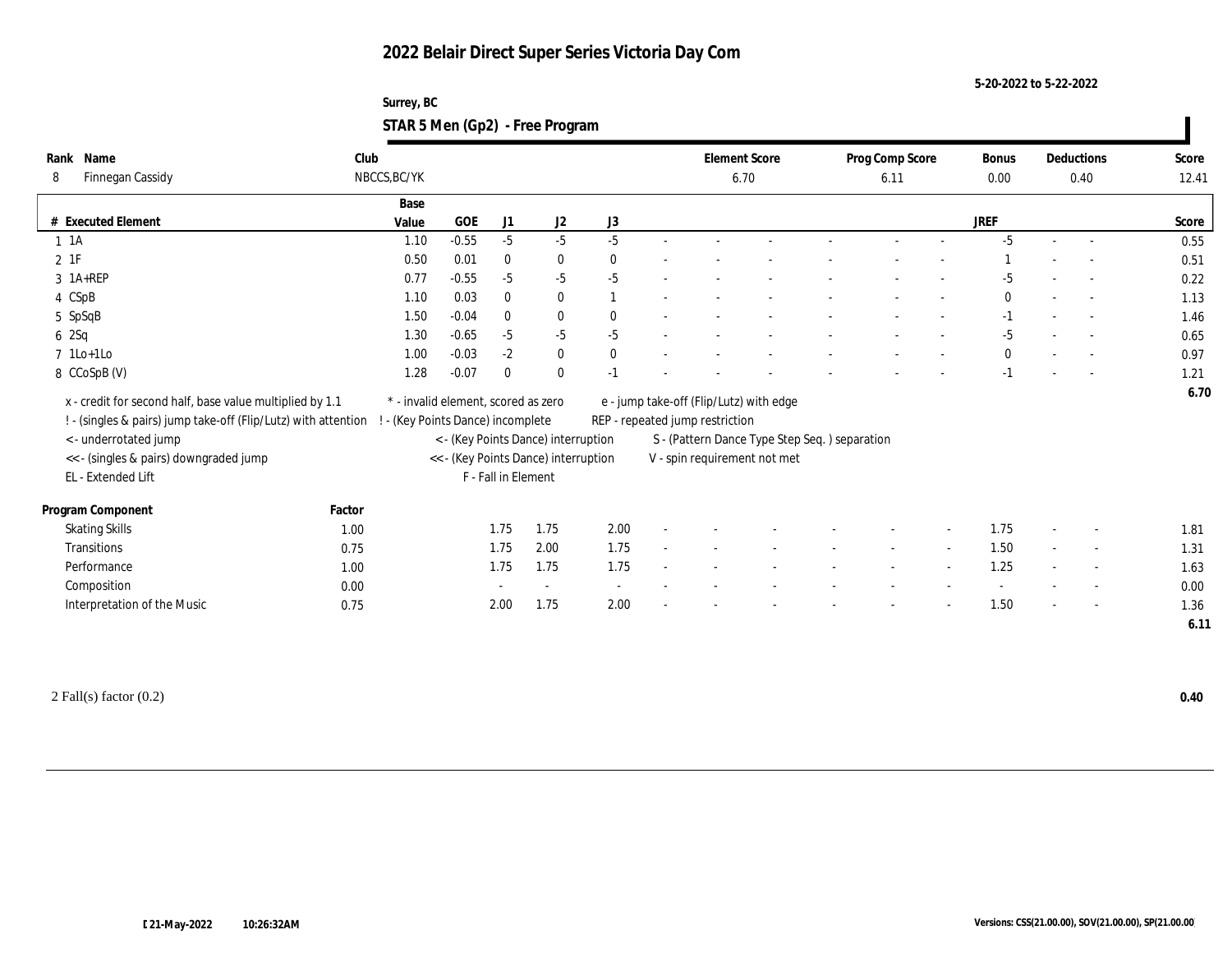# 2022 Belair Direct Super Series Victoria Day Com

5-20-2022 to 5-22-2022

Surrey, BC

## STAR 5 Men (Gp2) - Free Program

| Rank | Name | Club | Element Score | Prog Comp Score | Bonus | Deductions | Score |
|---|---|---|---|---|---|---|---|
| 8 | Finnegan Cassidy | NBCCS,BC/YK | 6.70 | 6.11 | 0.00 | 0.40 | 12.41 |

| # | Executed Element | Base Value | GOE | J1 | J2 | J3 | | | | | | | | | JREF | | | Score |
|---|---|---|---|---|---|---|---|---|---|---|---|---|---|---|---|---|---|---|
| 1 | 1A | 1.10 | -0.55 | -5 | -5 | -5 | - | - | - | - | - | - | - | - | -5 | - | - | 0.55 |
| 2 | 1F | 0.50 | 0.01 | 0 | 0 | 0 | - | - | - | - | - | - | - | - | 1 | - | - | 0.51 |
| 3 | 1A+REP | 0.77 | -0.55 | -5 | -5 | -5 | - | - | - | - | - | - | - | - | -5 | - | - | 0.22 |
| 4 | CSpB | 1.10 | 0.03 | 0 | 0 | 1 | - | - | - | - | - | - | - | - | 0 | - | - | 1.13 |
| 5 | SpSqB | 1.50 | -0.04 | 0 | 0 | 0 | - | - | - | - | - | - | - | - | -1 | - | - | 1.46 |
| 6 | 2Sq | 1.30 | -0.65 | -5 | -5 | -5 | - | - | - | - | - | - | - | - | -5 | - | - | 0.65 |
| 7 | 1Lo+1Lo | 1.00 | -0.03 | -2 | 0 | 0 | - | - | - | - | - | - | - | - | 0 | - | - | 0.97 |
| 8 | CCoSpB (V) | 1.28 | -0.07 | 0 | 0 | -1 | - | - | - | - | - | - | - | - | -1 | - | - | 1.21 |
| | | | | | | | | | | | | | | | | | | 6.70 |

x - credit for second half, base value multiplied by 1.1
! - (singles & pairs) jump take-off (Flip/Lutz) with attention
< - underrotated jump
<< - (singles & pairs) downgraded jump
EL - Extended Lift
* - invalid element, scored as zero
! - (Key Points Dance) incomplete
< - (Key Points Dance) interruption
<< - (Key Points Dance) interruption
F - Fall in Element
e - jump take-off (Flip/Lutz) with edge
REP - repeated jump restriction
S - (Pattern Dance Type Step Seq. ) separation
V - spin requirement not met

| Program Component | Factor | J1 | J2 | J3 | | | | | | | | | JREF | | | Score |
|---|---|---|---|---|---|---|---|---|---|---|---|---|---|---|---|---|
| Skating Skills | 1.00 | 1.75 | 1.75 | 2.00 | - | - | - | - | - | - | - | - | 1.75 | - | - | 1.81 |
| Transitions | 0.75 | 1.75 | 2.00 | 1.75 | - | - | - | - | - | - | - | - | 1.50 | - | - | 1.31 |
| Performance | 1.00 | 1.75 | 1.75 | 1.75 | - | - | - | - | - | - | - | - | 1.25 | - | - | 1.63 |
| Composition | 0.00 | - | - | - | - | - | - | - | - | - | - | - | - | - | - | 0.00 |
| Interpretation of the Music | 0.75 | 2.00 | 1.75 | 2.00 | - | - | - | - | - | - | - | - | 1.50 | - | - | 1.36 |
| | | | | | | | | | | | | | | | | 6.11 |

2 Fall(s) factor (0.2) **0.40**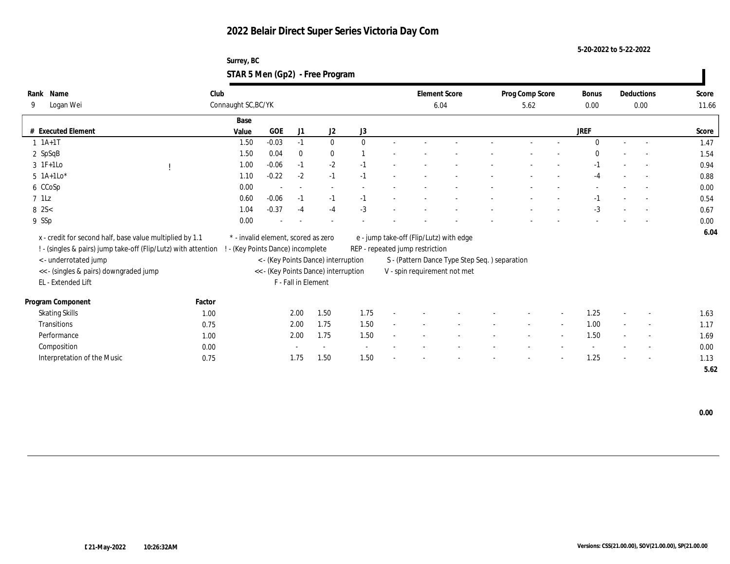# 2022 Belair Direct Super Series Victoria Day Com

5-20-2022 to 5-22-2022

Surrey, BC

**STAR 5 Men (Gp2) - Free Program**

| Rank | Name | Club | Element Score | Prog Comp Score | Bonus | Deductions | Score |
|---|---|---|---|---|---|---|---|
| 9 | Logan Wei | Connaught SC,BC/YK | 6.04 | 5.62 | 0.00 | 0.00 | 11.66 |

| # | Executed Element | | Base Value | GOE | J1 | J2 | J3 | JREF | Score |
|---|---|---|---|---|---|---|---|---|---|
| 1 | 1A+1T | | 1.50 | -0.03 | -1 | 0 | 0 | 0 | 1.47 |
| 2 | SpSqB | | 1.50 | 0.04 | 0 | 0 | 1 | 0 | 1.54 |
| 3 | 1F+1Lo | ! | 1.00 | -0.06 | -1 | -2 | -1 | -1 | 0.94 |
| 5 | 1A+1Lo* | | 1.10 | -0.22 | -2 | -1 | -1 | -4 | 0.88 |
| 6 | CCoSp | | 0.00 | - | - | - | - | - | 0.00 |
| 7 | 1Lz | | 0.60 | -0.06 | -1 | -1 | -1 | -1 | 0.54 |
| 8 | 2S< | | 1.04 | -0.37 | -4 | -4 | -3 | -3 | 0.67 |
| 9 | SSp | | 0.00 | - | - | - | - | - | 0.00 |
| | | | | | | | | | 6.04 |

x - credit for second half, base value multiplied by 1.1
! - (singles & pairs) jump take-off (Flip/Lutz) with attention
< - underrotated jump
<< - (singles & pairs) downgraded jump
EL - Extended Lift

* - invalid element, scored as zero
! - (Key Points Dance) incomplete
< - (Key Points Dance) interruption
<< - (Key Points Dance) interruption
F - Fall in Element

e - jump take-off (Flip/Lutz) with edge
REP - repeated jump restriction
S - (Pattern Dance Type Step Seq. ) separation
V - spin requirement not met

| Program Component | Factor | J1 | J2 | J3 | JREF | Score |
|---|---|---|---|---|---|---|
| Skating Skills | 1.00 | 2.00 | 1.50 | 1.75 | 1.25 | 1.63 |
| Transitions | 0.75 | 2.00 | 1.75 | 1.50 | 1.00 | 1.17 |
| Performance | 1.00 | 2.00 | 1.75 | 1.50 | 1.50 | 1.69 |
| Composition | 0.00 | - | - | - | - | 0.00 |
| Interpretation of the Music | 0.75 | 1.75 | 1.50 | 1.50 | 1.25 | 1.13 |
| | | | | | | 5.62 |

0.00